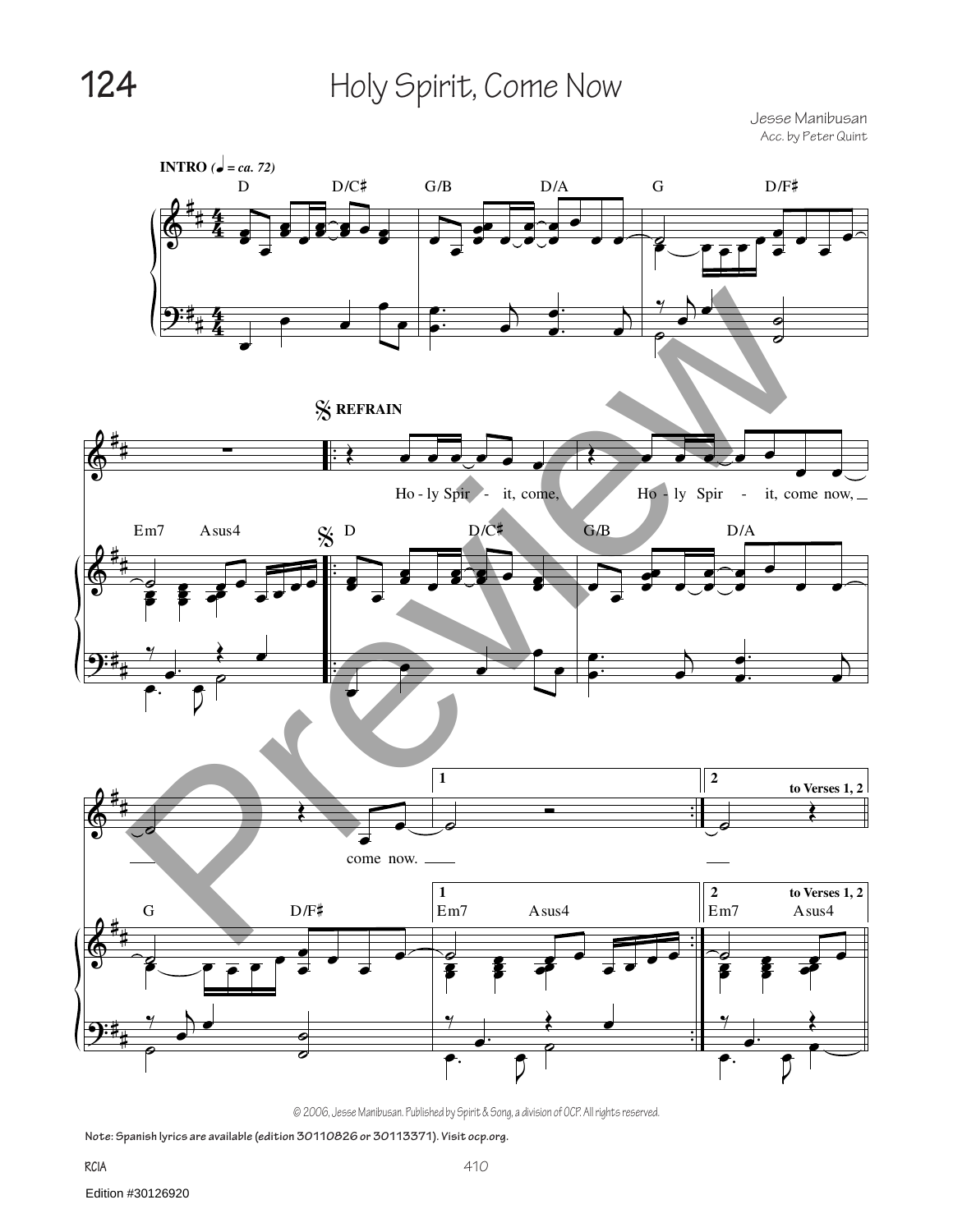# 124 Holy Spirit, Come Now

Jesse Manibusan
Acc. by Peter Quint

INTRO (♩ = ca. 72)

D D/C♯ G/B D/A G D/F♯

Em7 Asus4

REFRAIN

D D/C♯ G/B D/A

Ho - ly Spir - it, come, Ho - ly Spir - it, come now,

G D/F♯

come now.

1 Em7 Asus4

2 Em7 Asus4 to Verses 1, 2

© 2006, Jesse Manibusan. Published by Spirit & Song, a division of OCP. All rights reserved.

**Note: Spanish lyrics are available (edition 30110826 or 30113371). Visit ocp.org.**

RCIA

Edition #30126920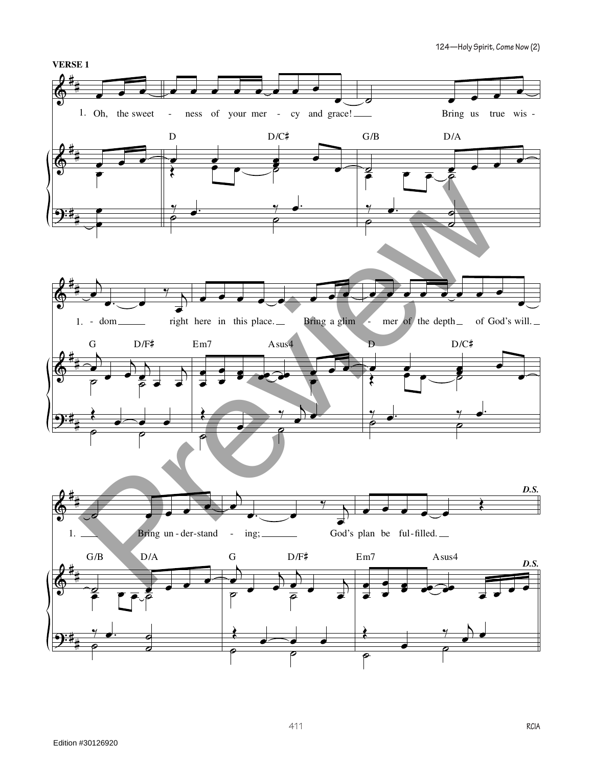**VERSE 1**

1. Oh, the sweet - ness of your mer - cy and grace! Bring us true wis - dom right here in this place. Bring a glim - mer of the depth of God's will. Bring un - der - stand - ing; God's plan be ful - filled.

D  D/C♯  G/B  D/A  G  D/F♯  Em7  Asus4  D  D/C♯  G/B  D/A  G  D/F♯  Em7  Asus4

*D.S.*

Preview

Edition #30126920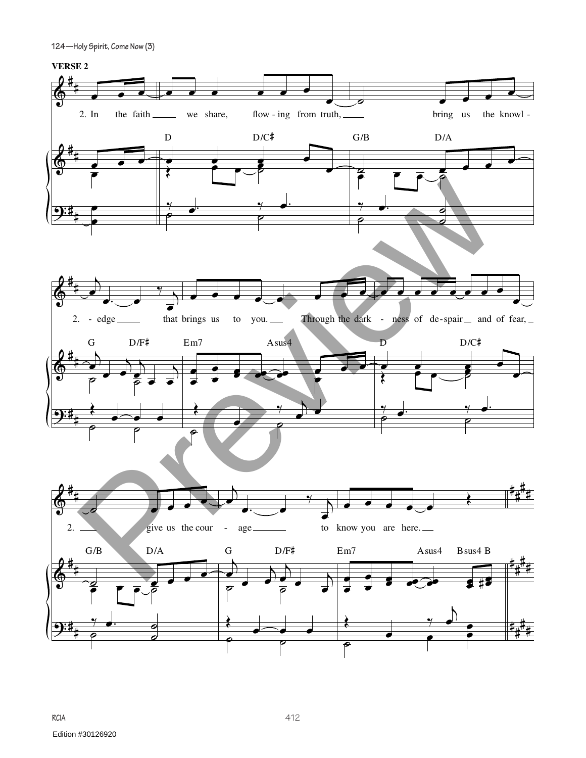**VERSE 2**

2. In the faith ___ we share, flow - ing from truth, ___ bring us the knowl - edge ___ that brings us to you. ___ Through the dark - ness of de - spair ___ and of fear, ___ give us the cour - age ___ to know you are here. ___

D D/C♯ G/B D/A G D/F♯ Em7 Asus4 D D/C♯ G/B D/A G D/F♯ Em7 Asus4 Bsus4 B

Edition #30126920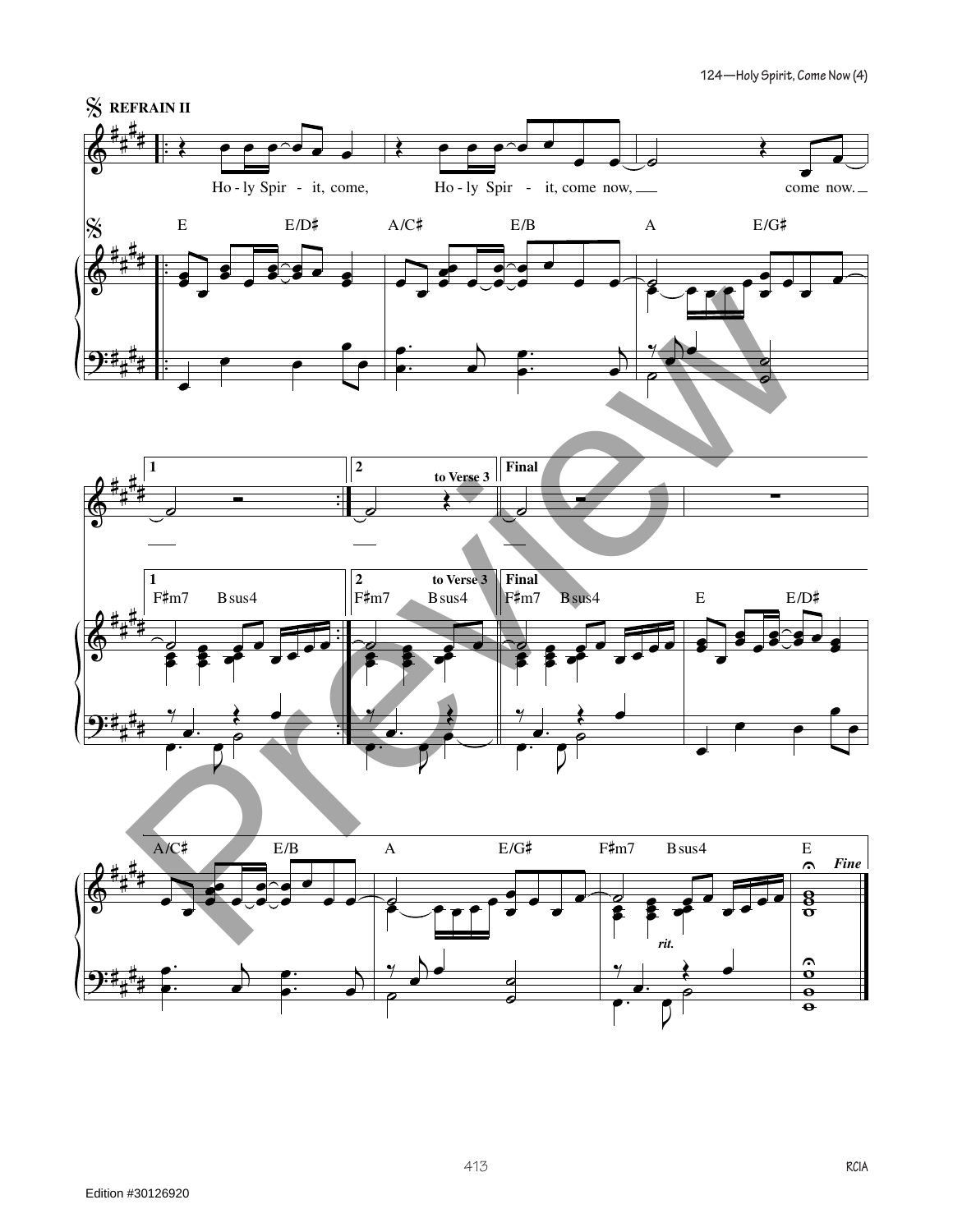**REFRAIN II**

Ho - ly Spir - it, come, Ho - ly Spir - it, come now, ___ come now. ___

E E/D♯ A/C♯ E/B A E/G♯

1 F♯m7 Bsus4

2 F♯m7 Bsus4 to Verse 3

Final F♯m7 Bsus4 E E/D♯

A/C♯ E/B A E/G♯ F♯m7 Bsus4 E *Fine*

*rit.*

Edition #30126920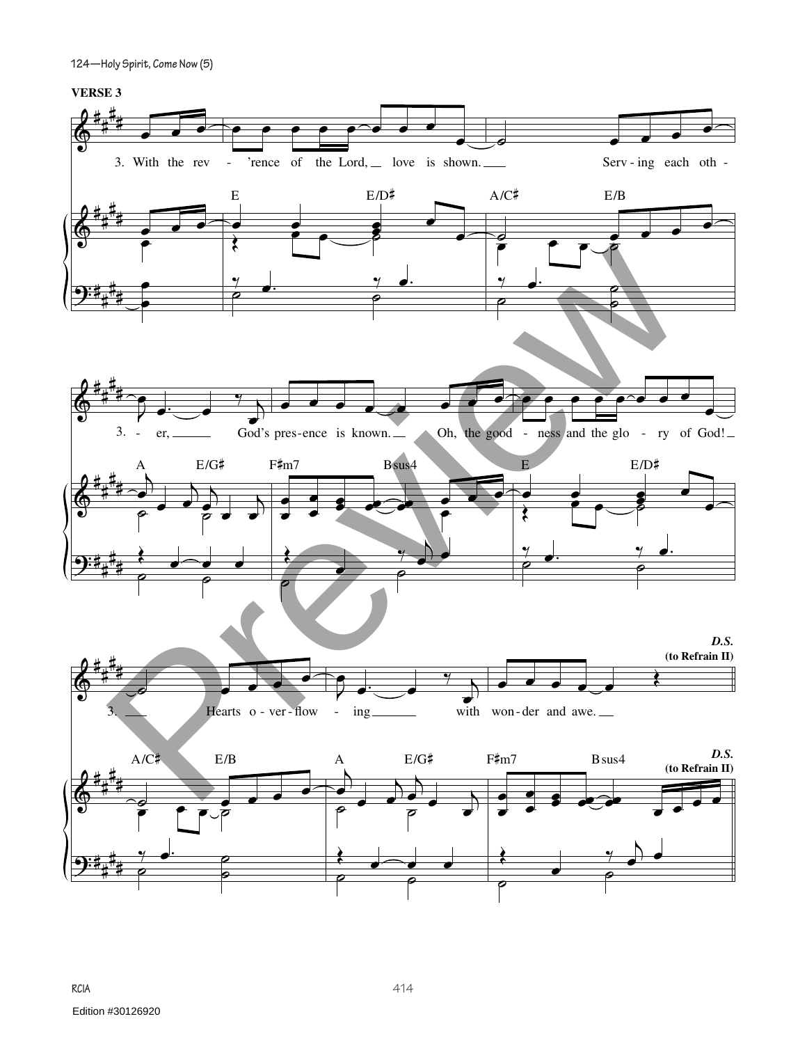**VERSE 3**

3. With the rev - 'rence of the Lord, love is shown. Serv - ing each oth - er, God's pres-ence is known. Oh, the good - ness and the glo - ry of God! Hearts o - ver - flow - ing with won - der and awe.

E E/D♯ A/C♯ E/B A E/G♯ F♯m7 Bsus4 E E/D♯ A/C♯ E/B A E/G♯ F♯m7 Bsus4

***D.S.* (to Refrain II)**

Preview

RCIA

Edition #30126920